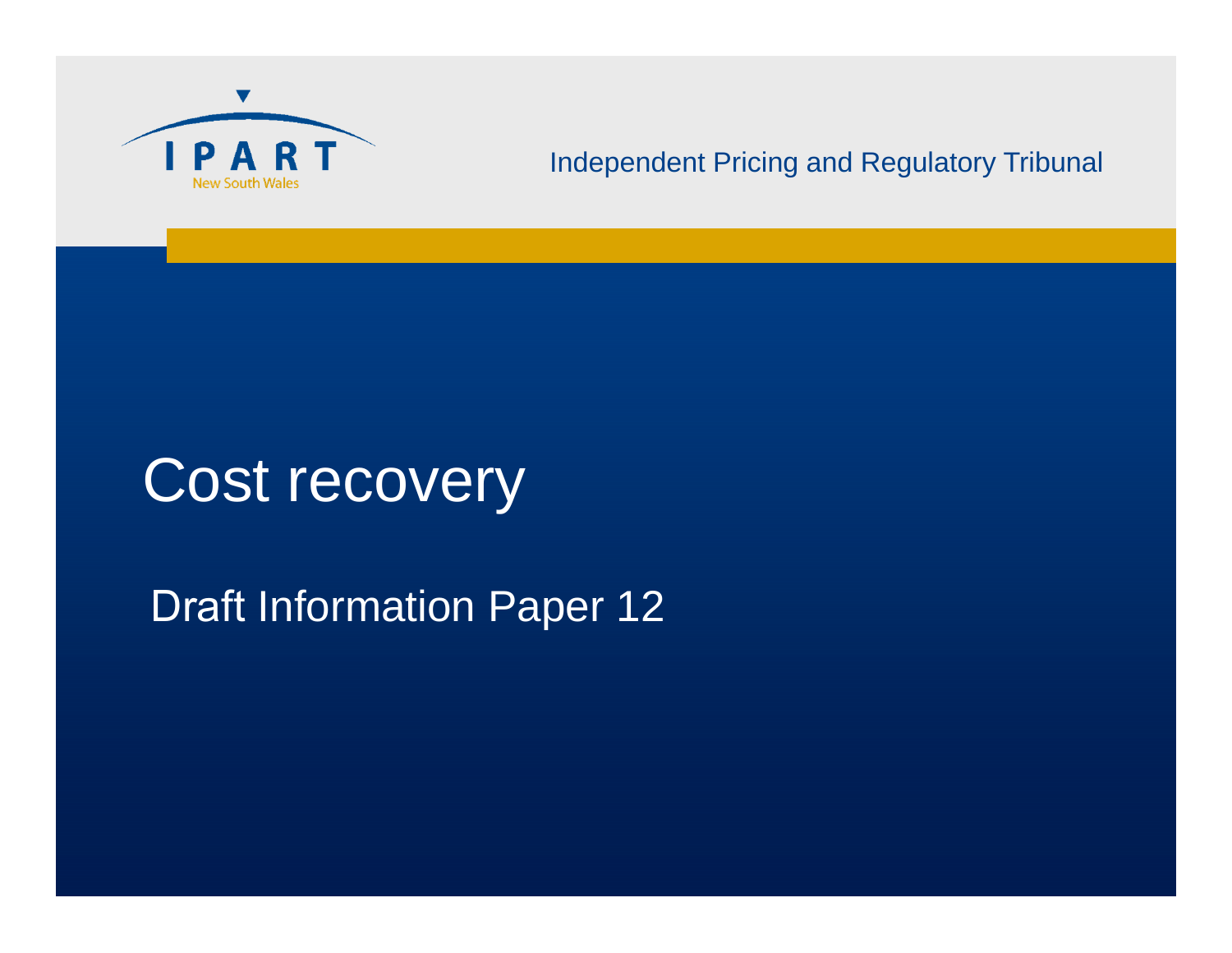IPART

New South Wales

Independent Pricing and Regulatory Tribunal

# Cost recovery

## Draft Information Paper 12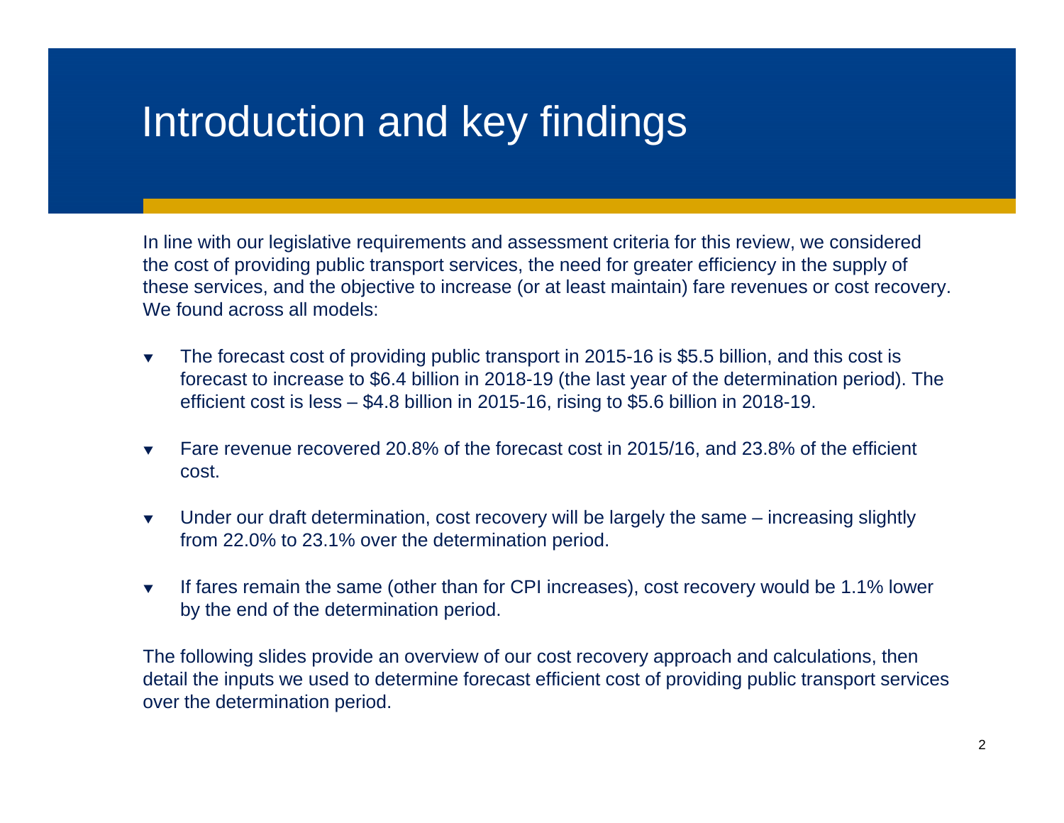# Introduction and key findings

In line with our legislative requirements and assessment criteria for this review, we considered the cost of providing public transport services, the need for greater efficiency in the supply of these services, and the objective to increase (or at least maintain) fare revenues or cost recovery. We found across all models:

- The forecast cost of providing public transport in 2015-16 is $5.5 billion, and this cost is forecast to increase to $6.4 billion in 2018-19 (the last year of the determination period). The efficient cost is less – $4.8 billion in 2015-16, rising to $5.6 billion in 2018-19.
- Fare revenue recovered 20.8% of the forecast cost in 2015/16, and 23.8% of the efficient cost.
- Under our draft determination, cost recovery will be largely the same – increasing slightly from 22.0% to 23.1% over the determination period.
- If fares remain the same (other than for CPI increases), cost recovery would be 1.1% lower by the end of the determination period.

The following slides provide an overview of our cost recovery approach and calculations, then detail the inputs we used to determine forecast efficient cost of providing public transport services over the determination period.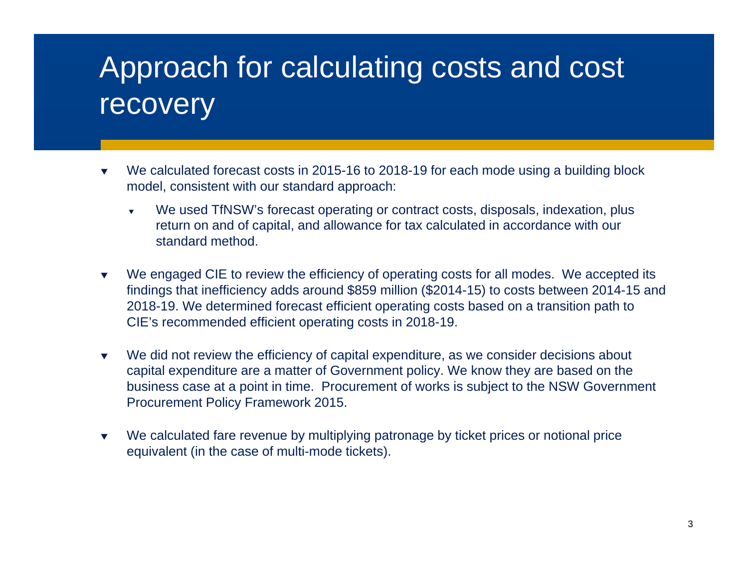# Approach for calculating costs and cost recovery

- We calculated forecast costs in 2015-16 to 2018-19 for each mode using a building block model, consistent with our standard approach:
  - We used TfNSW's forecast operating or contract costs, disposals, indexation, plus return on and of capital, and allowance for tax calculated in accordance with our standard method.
- We engaged CIE to review the efficiency of operating costs for all modes. We accepted its findings that inefficiency adds around $859 million ($2014-15) to costs between 2014-15 and 2018-19. We determined forecast efficient operating costs based on a transition path to CIE's recommended efficient operating costs in 2018-19.
- We did not review the efficiency of capital expenditure, as we consider decisions about capital expenditure are a matter of Government policy. We know they are based on the business case at a point in time. Procurement of works is subject to the NSW Government Procurement Policy Framework 2015.
- We calculated fare revenue by multiplying patronage by ticket prices or notional price equivalent (in the case of multi-mode tickets).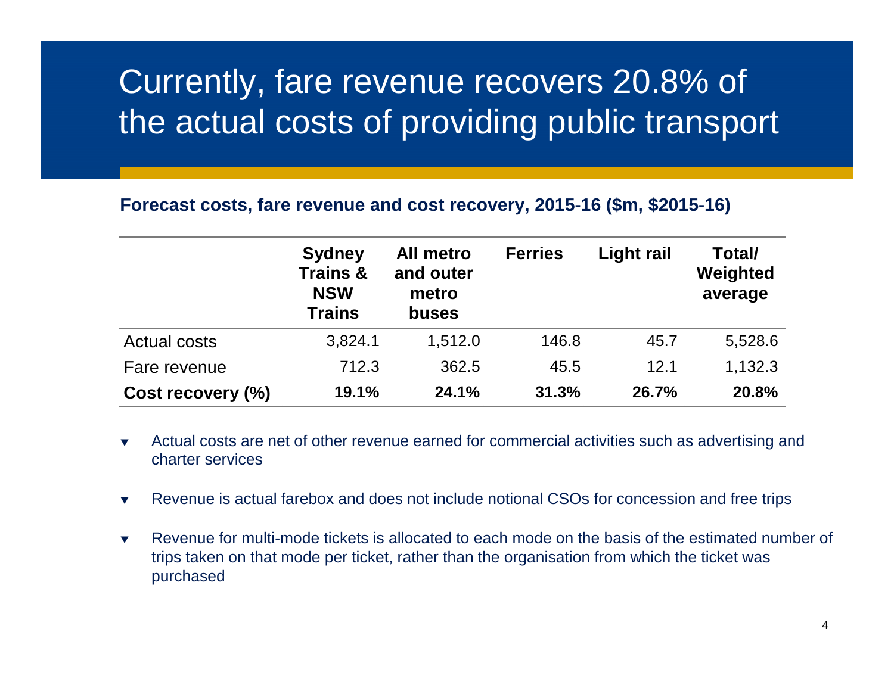# Currently, fare revenue recovers 20.8% of the actual costs of providing public transport

**Forecast costs, fare revenue and cost recovery, 2015-16 ($m, $2015-16)**

| | Sydney Trains & NSW Trains | All metro and outer metro buses | Ferries | Light rail | Total/ Weighted average |
|---|---|---|---|---|---|
| Actual costs | 3,824.1 | 1,512.0 | 146.8 | 45.7 | 5,528.6 |
| Fare revenue | 712.3 | 362.5 | 45.5 | 12.1 | 1,132.3 |
| **Cost recovery (%)** | **19.1%** | **24.1%** | **31.3%** | **26.7%** | **20.8%** |

- Actual costs are net of other revenue earned for commercial activities such as advertising and charter services
- Revenue is actual farebox and does not include notional CSOs for concession and free trips
- Revenue for multi-mode tickets is allocated to each mode on the basis of the estimated number of trips taken on that mode per ticket, rather than the organisation from which the ticket was purchased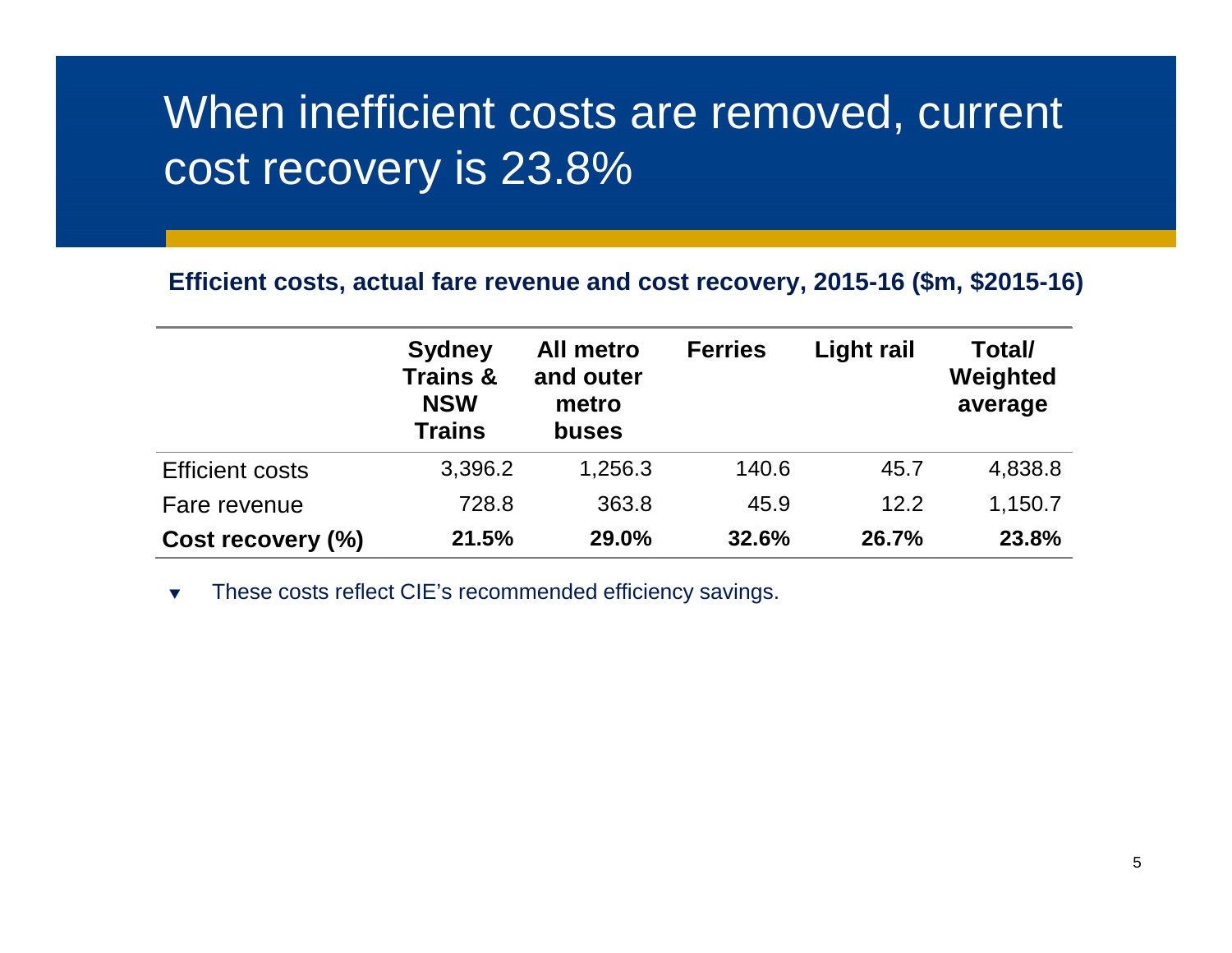# When inefficient costs are removed, current cost recovery is 23.8%

**Efficient costs, actual fare revenue and cost recovery, 2015-16 ($m, $2015-16)**

| | Sydney Trains & NSW Trains | All metro and outer metro buses | Ferries | Light rail | Total/ Weighted average |
|---|---|---|---|---|---|
| Efficient costs | 3,396.2 | 1,256.3 | 140.6 | 45.7 | 4,838.8 |
| Fare revenue | 728.8 | 363.8 | 45.9 | 12.2 | 1,150.7 |
| **Cost recovery (%)** | **21.5%** | **29.0%** | **32.6%** | **26.7%** | **23.8%** |

- These costs reflect CIE's recommended efficiency savings.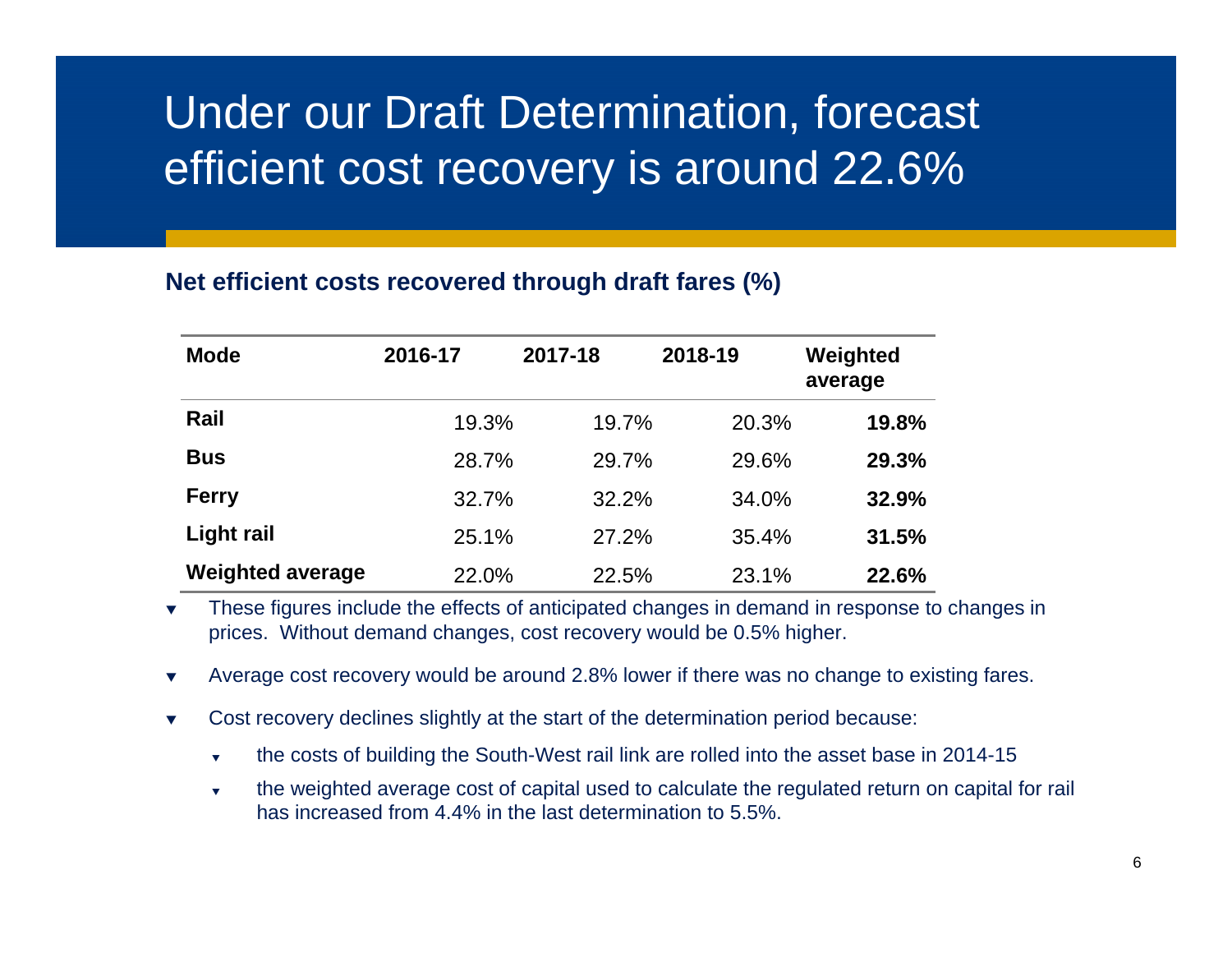# Under our Draft Determination, forecast efficient cost recovery is around 22.6%

**Net efficient costs recovered through draft fares (%)**

| Mode | 2016-17 | 2017-18 | 2018-19 | Weighted average |
|---|---|---|---|---|
| **Rail** | 19.3% | 19.7% | 20.3% | **19.8%** |
| **Bus** | 28.7% | 29.7% | 29.6% | **29.3%** |
| **Ferry** | 32.7% | 32.2% | 34.0% | **32.9%** |
| **Light rail** | 25.1% | 27.2% | 35.4% | **31.5%** |
| **Weighted average** | 22.0% | 22.5% | 23.1% | **22.6%** |

- These figures include the effects of anticipated changes in demand in response to changes in prices. Without demand changes, cost recovery would be 0.5% higher.
- Average cost recovery would be around 2.8% lower if there was no change to existing fares.
- Cost recovery declines slightly at the start of the determination period because:
  - the costs of building the South-West rail link are rolled into the asset base in 2014-15
  - the weighted average cost of capital used to calculate the regulated return on capital for rail has increased from 4.4% in the last determination to 5.5%.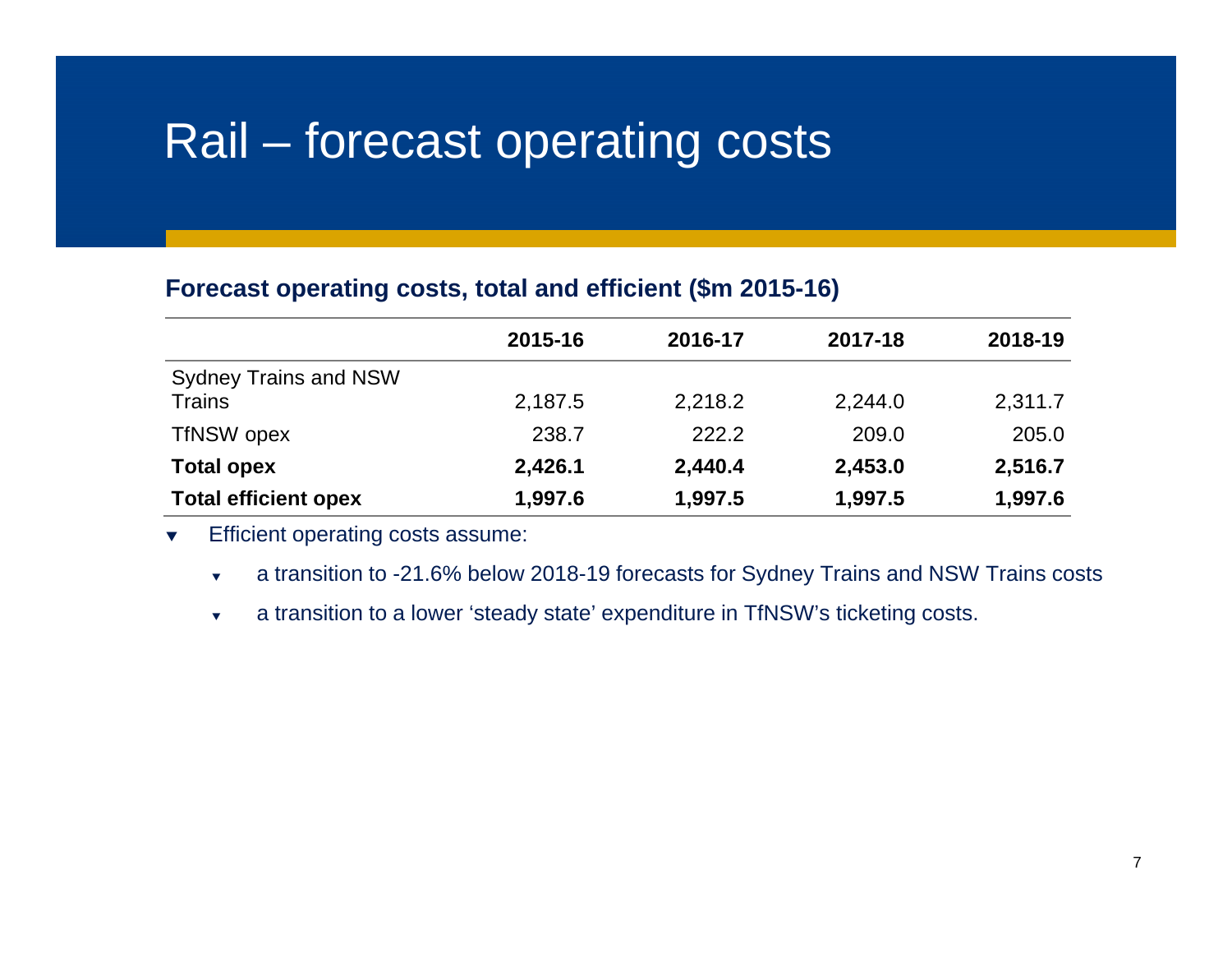# Rail – forecast operating costs

**Forecast operating costs, total and efficient ($m 2015-16)**

| | 2015-16 | 2016-17 | 2017-18 | 2018-19 |
|---|---|---|---|---|
| Sydney Trains and NSW Trains | 2,187.5 | 2,218.2 | 2,244.0 | 2,311.7 |
| TfNSW opex | 238.7 | 222.2 | 209.0 | 205.0 |
| **Total opex** | **2,426.1** | **2,440.4** | **2,453.0** | **2,516.7** |
| **Total efficient opex** | **1,997.6** | **1,997.5** | **1,997.5** | **1,997.6** |

- Efficient operating costs assume:
  - a transition to -21.6% below 2018-19 forecasts for Sydney Trains and NSW Trains costs
  - a transition to a lower 'steady state' expenditure in TfNSW's ticketing costs.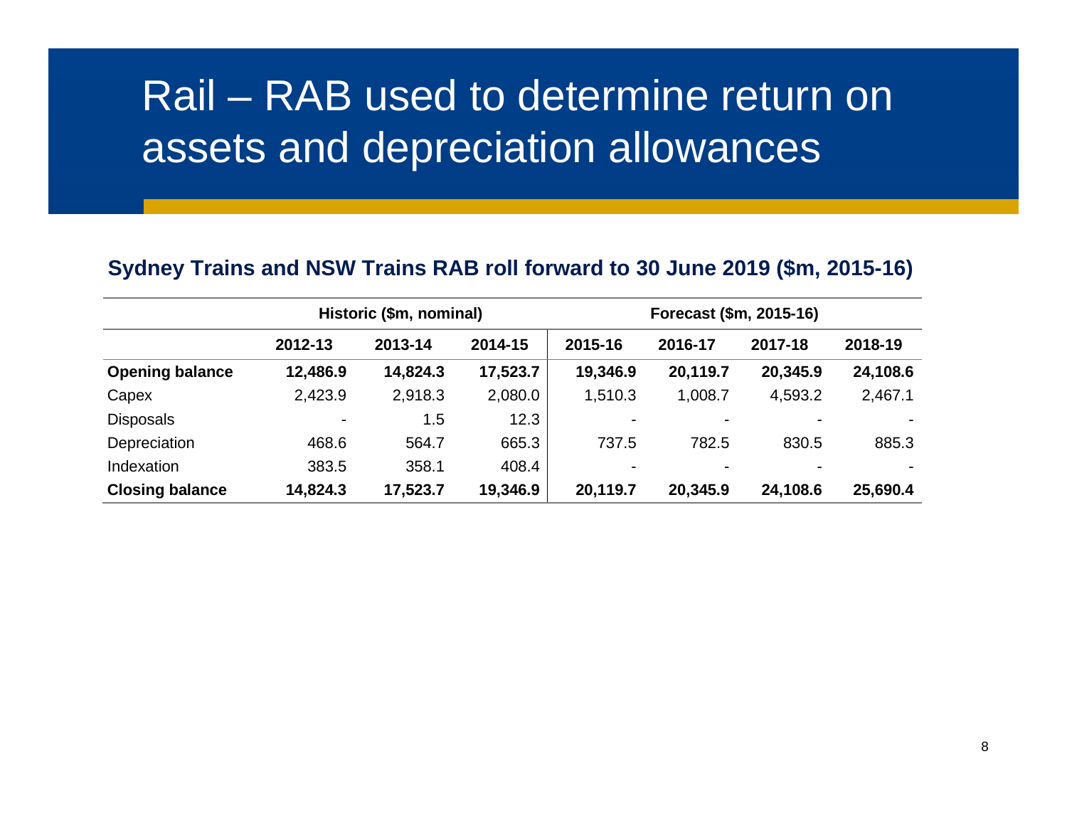# Rail – RAB used to determine return on assets and depreciation allowances

**Sydney Trains and NSW Trains RAB roll forward to 30 June 2019 ($m, 2015-16)**

| | Historic ($m, nominal) | | | Forecast ($m, 2015-16) | | | |
|---|---|---|---|---|---|---|---|
| | **2012-13** | **2013-14** | **2014-15** | **2015-16** | **2016-17** | **2017-18** | **2018-19** |
| **Opening balance** | **12,486.9** | **14,824.3** | **17,523.7** | **19,346.9** | **20,119.7** | **20,345.9** | **24,108.6** |
| Capex | 2,423.9 | 2,918.3 | 2,080.0 | 1,510.3 | 1,008.7 | 4,593.2 | 2,467.1 |
| Disposals | - | 1.5 | 12.3 | - | - | - | - |
| Depreciation | 468.6 | 564.7 | 665.3 | 737.5 | 782.5 | 830.5 | 885.3 |
| Indexation | 383.5 | 358.1 | 408.4 | - | - | - | - |
| **Closing balance** | **14,824.3** | **17,523.7** | **19,346.9** | **20,119.7** | **20,345.9** | **24,108.6** | **25,690.4** |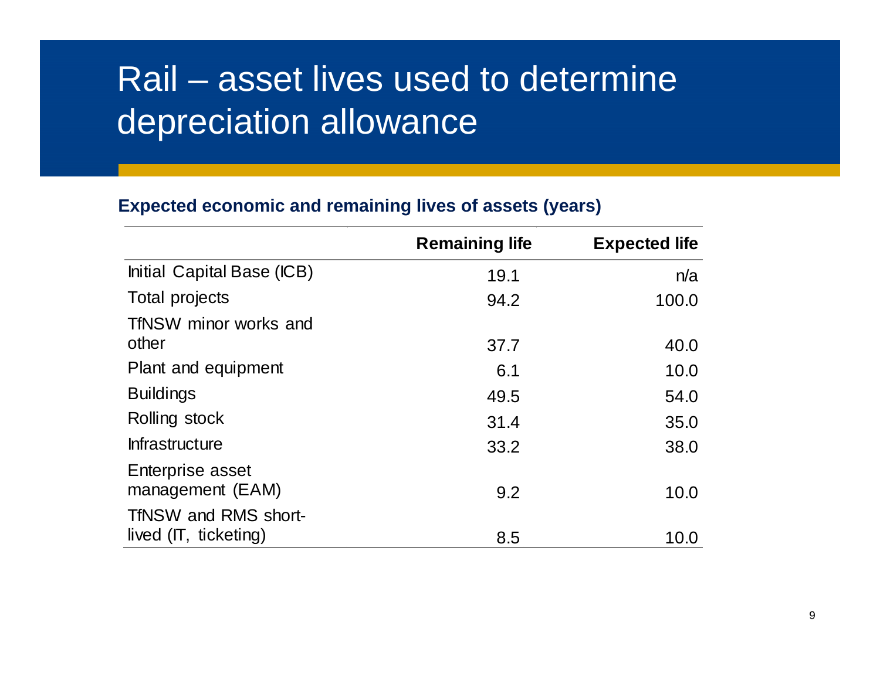# Rail – asset lives used to determine depreciation allowance

**Expected economic and remaining lives of assets (years)**

| | Remaining life | Expected life |
|---|---|---|
| Initial Capital Base (ICB) | 19.1 | n/a |
| Total projects | 94.2 | 100.0 |
| TfNSW minor works and other | 37.7 | 40.0 |
| Plant and equipment | 6.1 | 10.0 |
| Buildings | 49.5 | 54.0 |
| Rolling stock | 31.4 | 35.0 |
| Infrastructure | 33.2 | 38.0 |
| Enterprise asset management (EAM) | 9.2 | 10.0 |
| TfNSW and RMS short-lived (IT, ticketing) | 8.5 | 10.0 |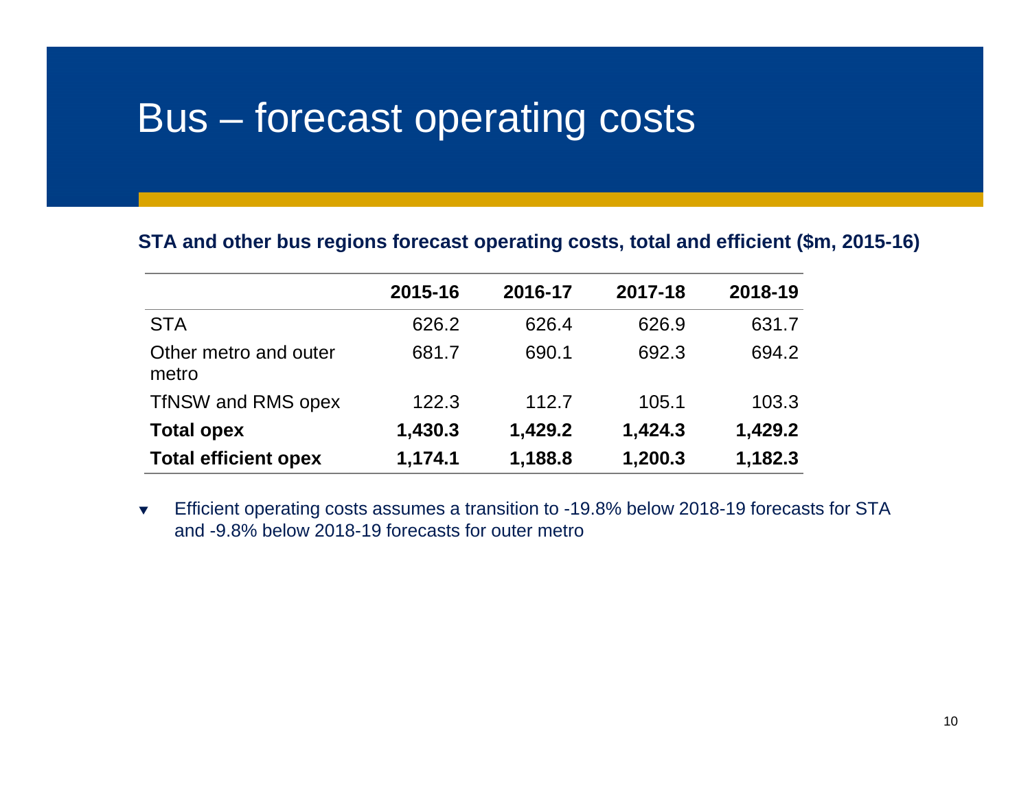# Bus – forecast operating costs

**STA and other bus regions forecast operating costs, total and efficient ($m, 2015-16)**

| | 2015-16 | 2016-17 | 2017-18 | 2018-19 |
|---|---|---|---|---|
| STA | 626.2 | 626.4 | 626.9 | 631.7 |
| Other metro and outer metro | 681.7 | 690.1 | 692.3 | 694.2 |
| TfNSW and RMS opex | 122.3 | 112.7 | 105.1 | 103.3 |
| **Total opex** | **1,430.3** | **1,429.2** | **1,424.3** | **1,429.2** |
| **Total efficient opex** | **1,174.1** | **1,188.8** | **1,200.3** | **1,182.3** |

- Efficient operating costs assumes a transition to -19.8% below 2018-19 forecasts for STA and -9.8% below 2018-19 forecasts for outer metro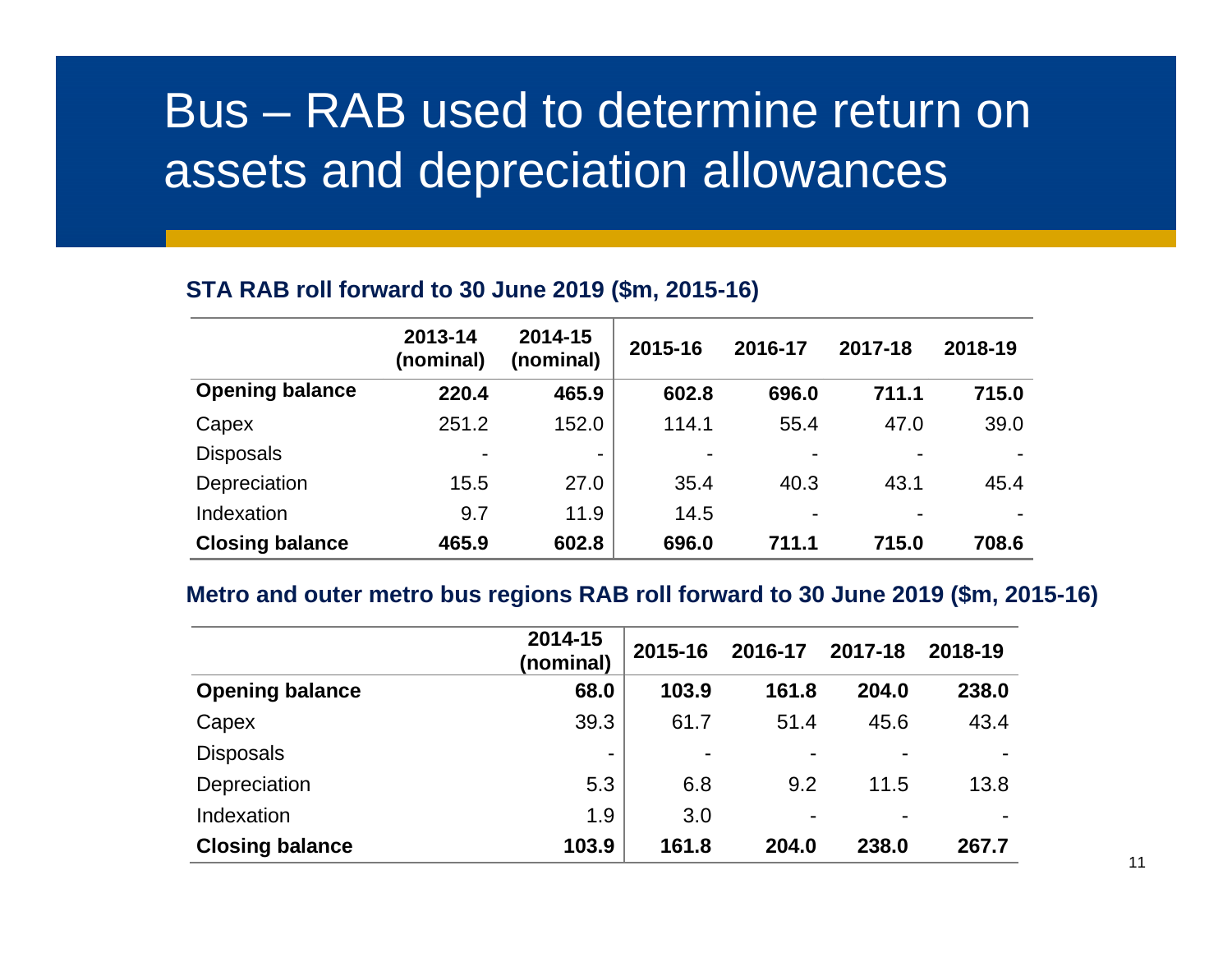# Bus – RAB used to determine return on assets and depreciation allowances

**STA RAB roll forward to 30 June 2019 ($m, 2015-16)**

| | 2013-14 (nominal) | 2014-15 (nominal) | 2015-16 | 2016-17 | 2017-18 | 2018-19 |
|---|---|---|---|---|---|---|
| **Opening balance** | **220.4** | **465.9** | **602.8** | **696.0** | **711.1** | **715.0** |
| Capex | 251.2 | 152.0 | 114.1 | 55.4 | 47.0 | 39.0 |
| Disposals | - | - | - | - | - | - |
| Depreciation | 15.5 | 27.0 | 35.4 | 40.3 | 43.1 | 45.4 |
| Indexation | 9.7 | 11.9 | 14.5 | - | - | - |
| **Closing balance** | **465.9** | **602.8** | **696.0** | **711.1** | **715.0** | **708.6** |

**Metro and outer metro bus regions RAB roll forward to 30 June 2019 ($m, 2015-16)**

| | 2014-15 (nominal) | 2015-16 | 2016-17 | 2017-18 | 2018-19 |
|---|---|---|---|---|---|
| **Opening balance** | **68.0** | **103.9** | **161.8** | **204.0** | **238.0** |
| Capex | 39.3 | 61.7 | 51.4 | 45.6 | 43.4 |
| Disposals | - | - | - | - | - |
| Depreciation | 5.3 | 6.8 | 9.2 | 11.5 | 13.8 |
| Indexation | 1.9 | 3.0 | - | - | - |
| **Closing balance** | **103.9** | **161.8** | **204.0** | **238.0** | **267.7** |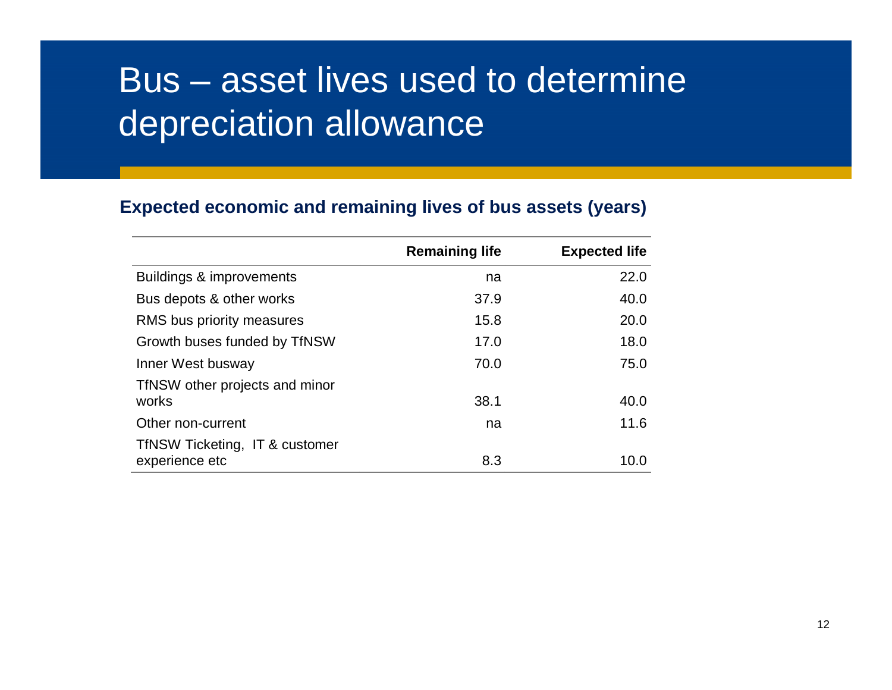# Bus – asset lives used to determine depreciation allowance

**Expected economic and remaining lives of bus assets (years)**

| | Remaining life | Expected life |
|---|---|---|
| Buildings & improvements | na | 22.0 |
| Bus depots & other works | 37.9 | 40.0 |
| RMS bus priority measures | 15.8 | 20.0 |
| Growth buses funded by TfNSW | 17.0 | 18.0 |
| Inner West busway | 70.0 | 75.0 |
| TfNSW other projects and minor works | 38.1 | 40.0 |
| Other non-current | na | 11.6 |
| TfNSW Ticketing, IT & customer experience etc | 8.3 | 10.0 |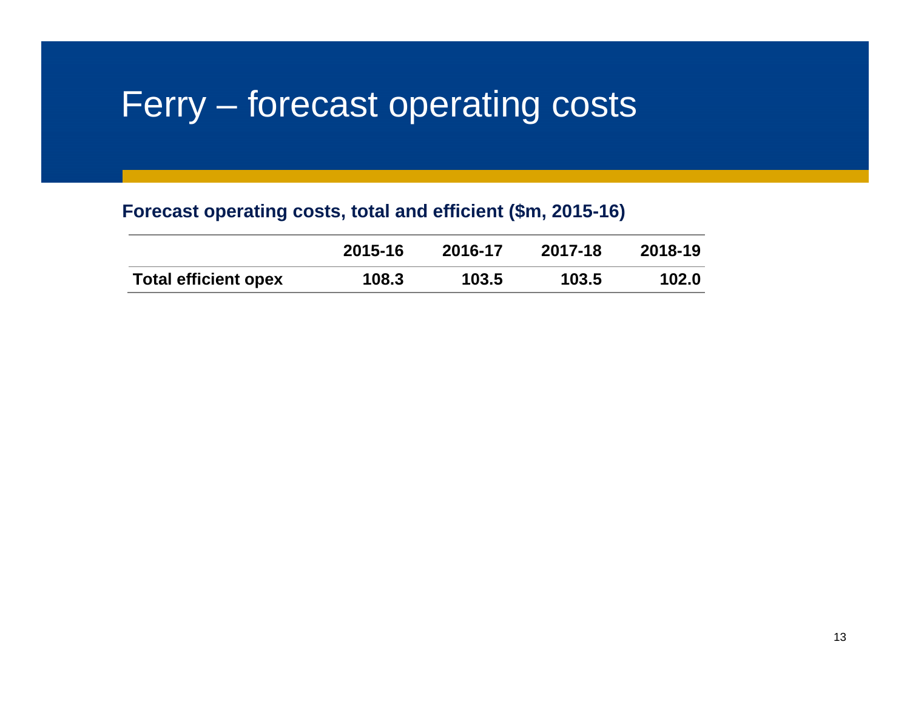# Ferry – forecast operating costs

**Forecast operating costs, total and efficient ($m, 2015-16)**

| | 2015-16 | 2016-17 | 2017-18 | 2018-19 |
|---|---|---|---|---|
| **Total efficient opex** | **108.3** | **103.5** | **103.5** | **102.0** |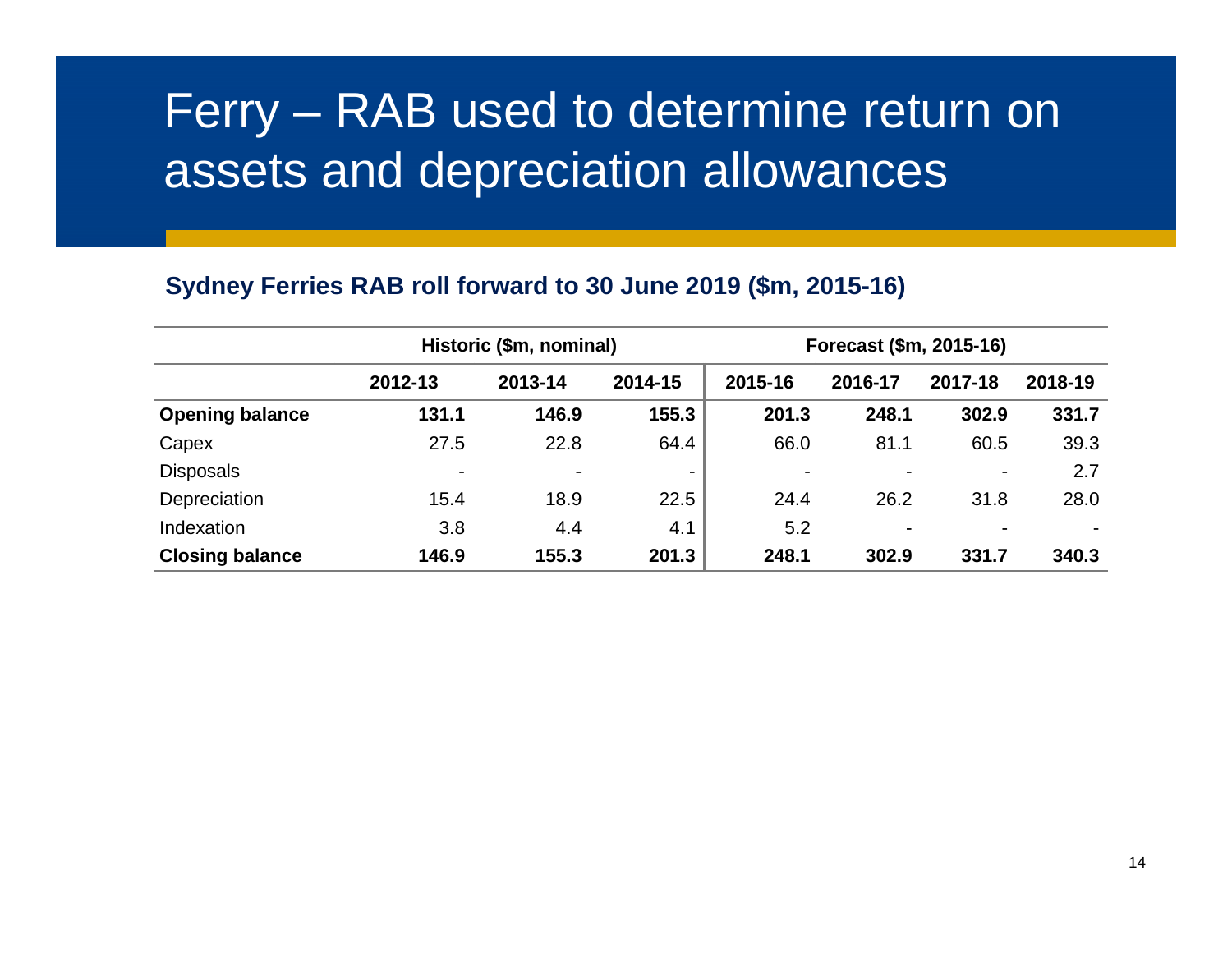# Ferry – RAB used to determine return on assets and depreciation allowances

**Sydney Ferries RAB roll forward to 30 June 2019 ($m, 2015-16)**

| | Historic ($m, nominal) | | | Forecast ($m, 2015-16) | | | |
|---|---|---|---|---|---|---|---|
| | **2012-13** | **2013-14** | **2014-15** | **2015-16** | **2016-17** | **2017-18** | **2018-19** |
| **Opening balance** | **131.1** | **146.9** | **155.3** | **201.3** | **248.1** | **302.9** | **331.7** |
| Capex | 27.5 | 22.8 | 64.4 | 66.0 | 81.1 | 60.5 | 39.3 |
| Disposals | - | - | - | - | - | - | 2.7 |
| Depreciation | 15.4 | 18.9 | 22.5 | 24.4 | 26.2 | 31.8 | 28.0 |
| Indexation | 3.8 | 4.4 | 4.1 | 5.2 | - | - | - |
| **Closing balance** | **146.9** | **155.3** | **201.3** | **248.1** | **302.9** | **331.7** | **340.3** |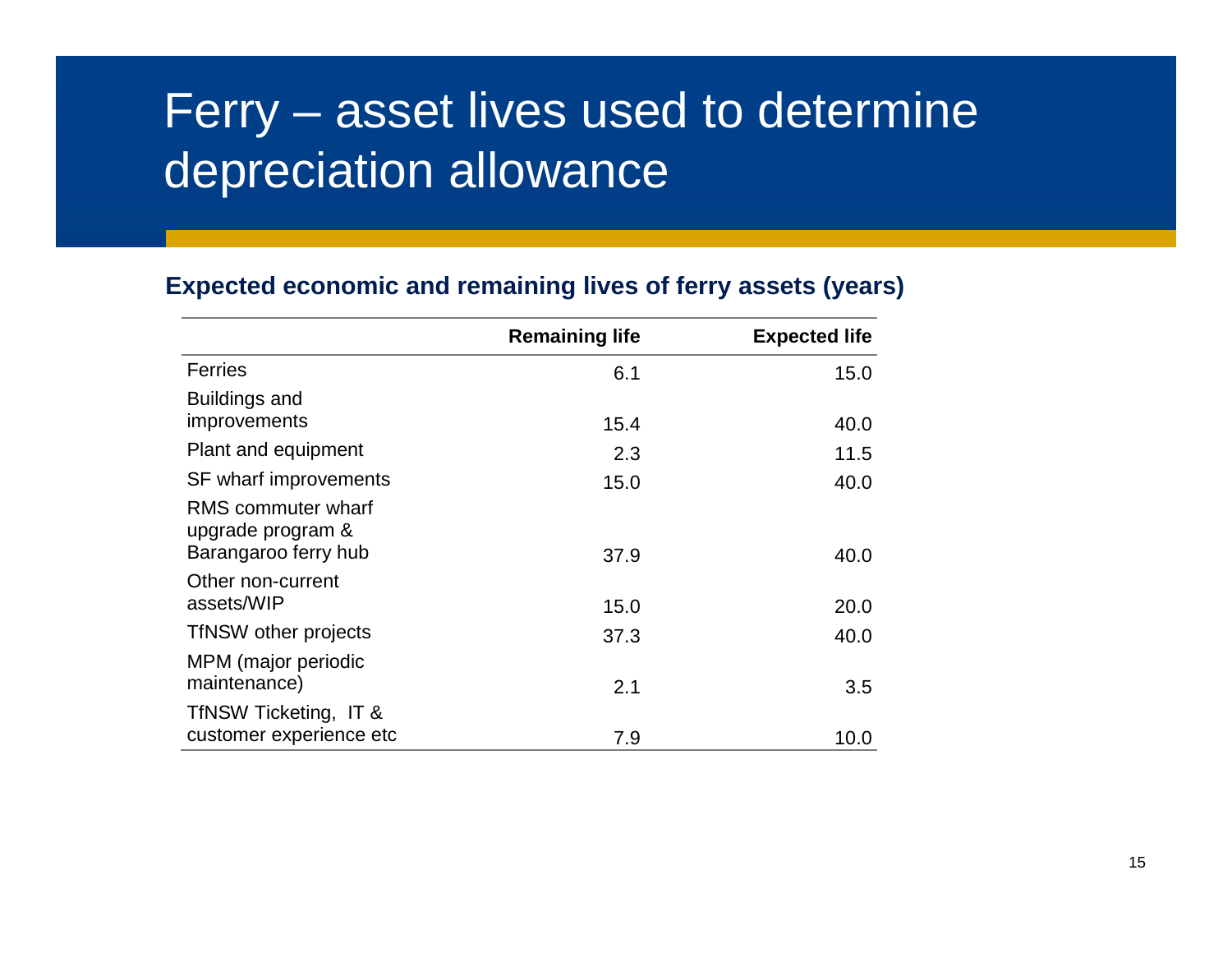# Ferry – asset lives used to determine depreciation allowance

**Expected economic and remaining lives of ferry assets (years)**

| | Remaining life | Expected life |
|---|---|---|
| Ferries | 6.1 | 15.0 |
| Buildings and improvements | 15.4 | 40.0 |
| Plant and equipment | 2.3 | 11.5 |
| SF wharf improvements | 15.0 | 40.0 |
| RMS commuter wharf upgrade program & Barangaroo ferry hub | 37.9 | 40.0 |
| Other non-current assets/WIP | 15.0 | 20.0 |
| TfNSW other projects | 37.3 | 40.0 |
| MPM (major periodic maintenance) | 2.1 | 3.5 |
| TfNSW Ticketing, IT & customer experience etc | 7.9 | 10.0 |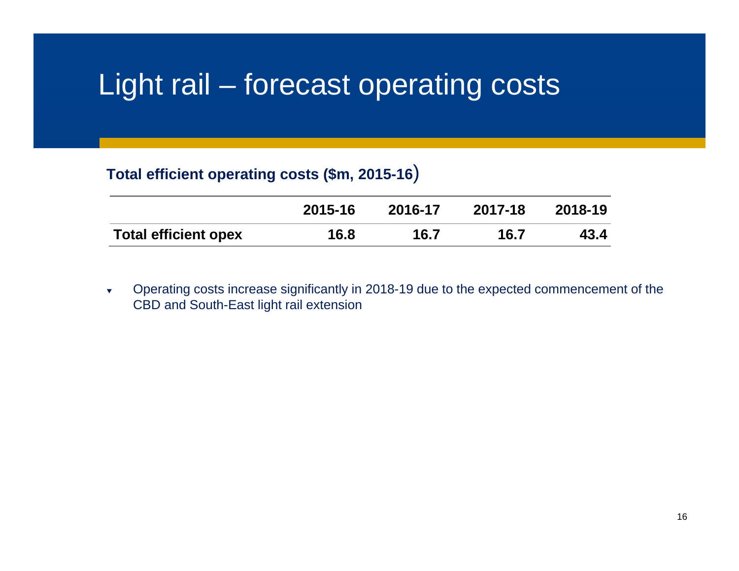# Light rail – forecast operating costs

**Total efficient operating costs ($m, 2015-16)**

| | 2015-16 | 2016-17 | 2017-18 | 2018-19 |
|---|---|---|---|---|
| **Total efficient opex** | **16.8** | **16.7** | **16.7** | **43.4** |

- Operating costs increase significantly in 2018-19 due to the expected commencement of the CBD and South-East light rail extension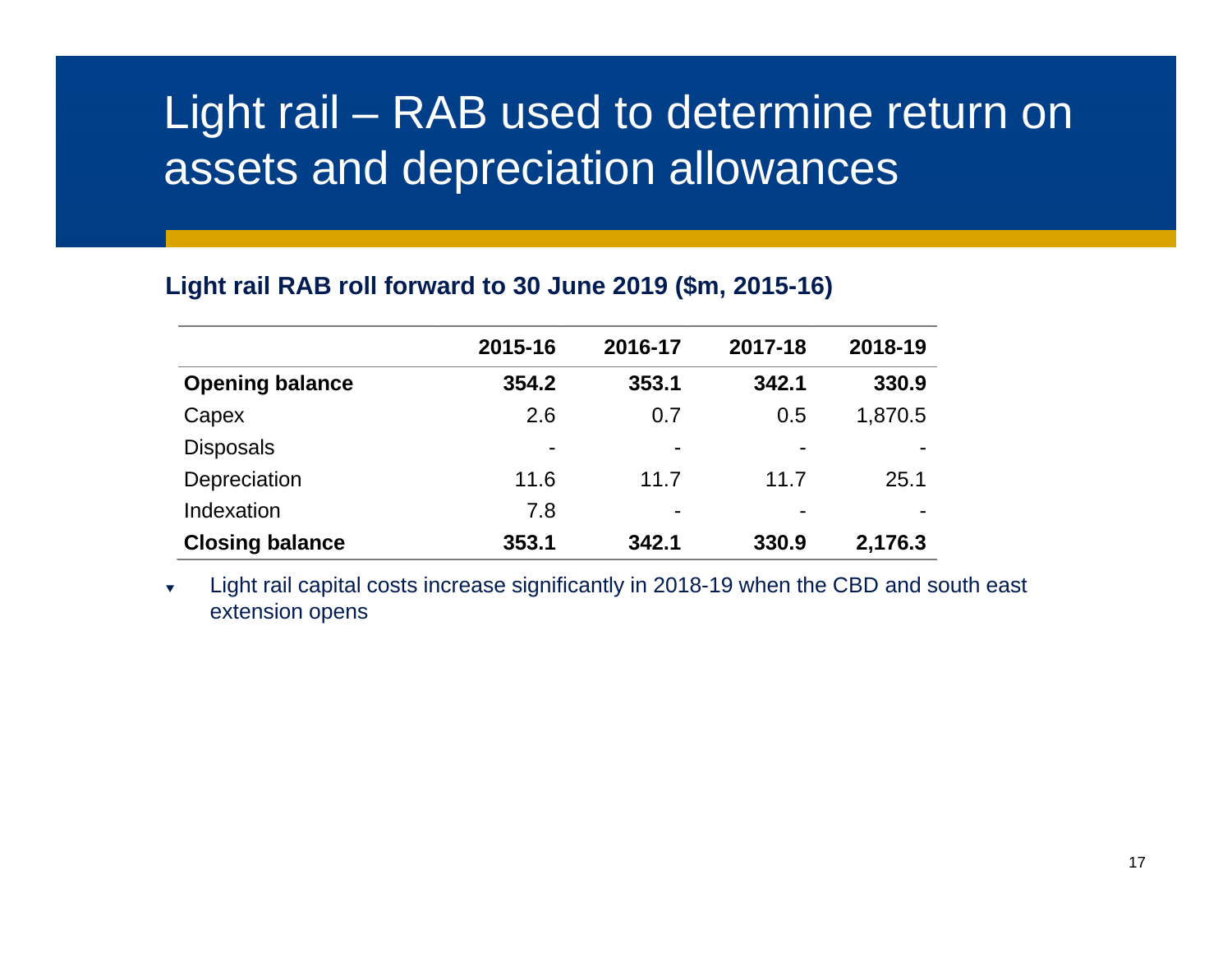# Light rail – RAB used to determine return on assets and depreciation allowances

**Light rail RAB roll forward to 30 June 2019 ($m, 2015-16)**

| | 2015-16 | 2016-17 | 2017-18 | 2018-19 |
|---|---|---|---|---|
| **Opening balance** | **354.2** | **353.1** | **342.1** | **330.9** |
| Capex | 2.6 | 0.7 | 0.5 | 1,870.5 |
| Disposals | - | - | - | - |
| Depreciation | 11.6 | 11.7 | 11.7 | 25.1 |
| Indexation | 7.8 | - | - | - |
| **Closing balance** | **353.1** | **342.1** | **330.9** | **2,176.3** |

- Light rail capital costs increase significantly in 2018-19 when the CBD and south east extension opens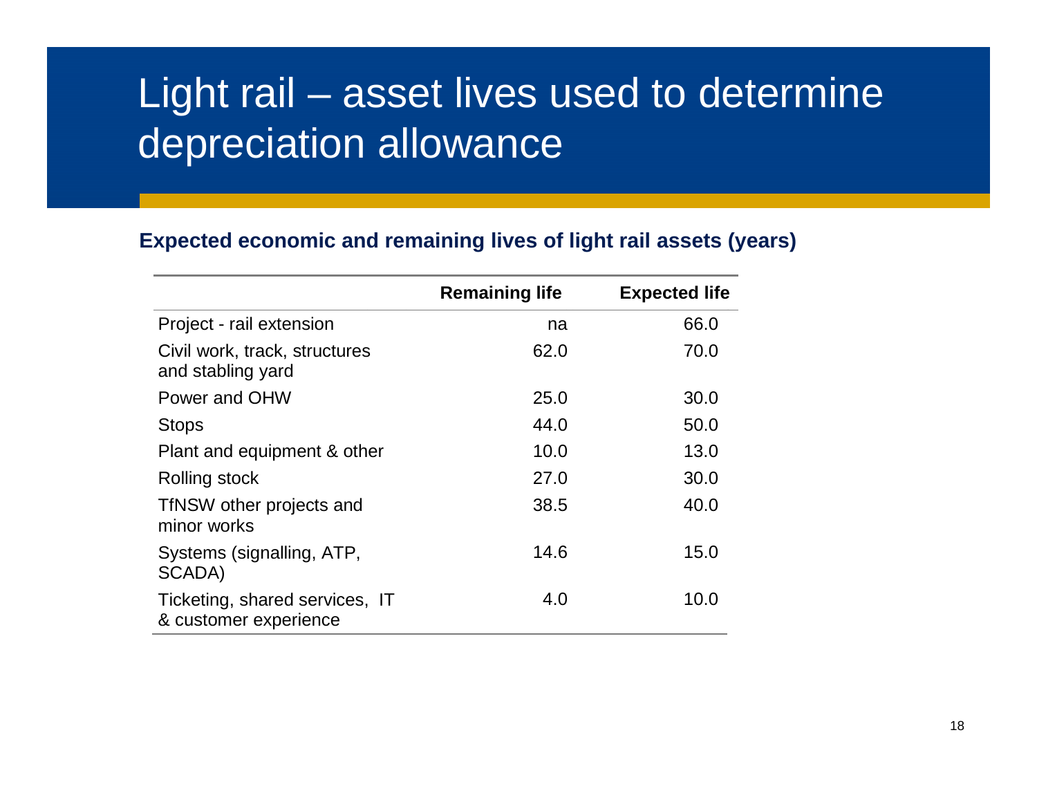# Light rail – asset lives used to determine depreciation allowance

**Expected economic and remaining lives of light rail assets (years)**

| | Remaining life | Expected life |
|---|---|---|
| Project - rail extension | na | 66.0 |
| Civil work, track, structures and stabling yard | 62.0 | 70.0 |
| Power and OHW | 25.0 | 30.0 |
| Stops | 44.0 | 50.0 |
| Plant and equipment & other | 10.0 | 13.0 |
| Rolling stock | 27.0 | 30.0 |
| TfNSW other projects and minor works | 38.5 | 40.0 |
| Systems (signalling, ATP, SCADA) | 14.6 | 15.0 |
| Ticketing, shared services, IT & customer experience | 4.0 | 10.0 |